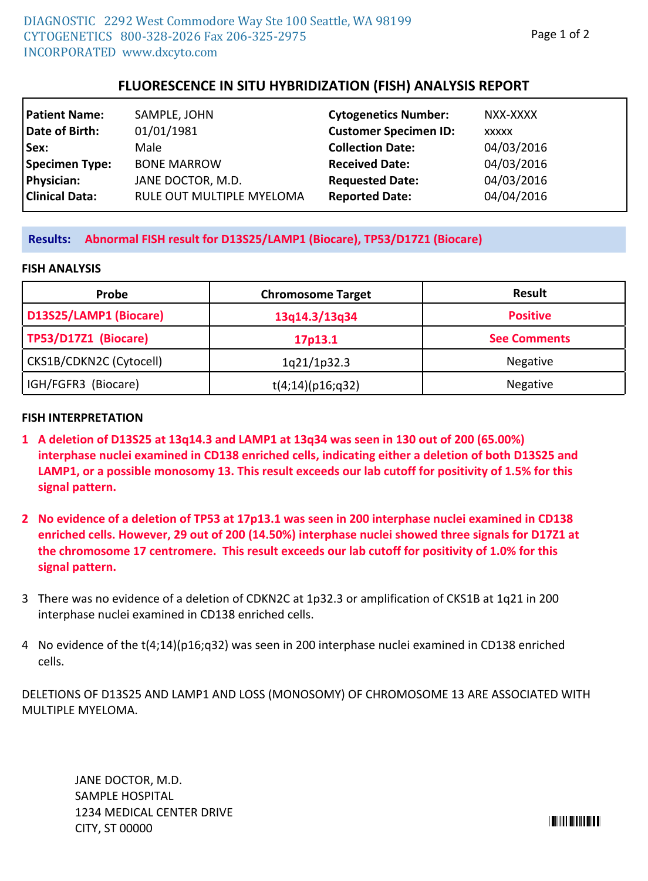DIAGNOSTIC CYTOGENETICS INCORPORATED
2292 West Commodore Way Ste 100 Seattle, WA 98199
800-328-2026 Fax 206-325-2975
www.dxcyto.com

## FLUORESCENCE IN SITU HYBRIDIZATION (FISH) ANALYSIS REPORT

| | | | |
|---|---|---|---|
| **Patient Name:** | SAMPLE, JOHN | **Cytogenetics Number:** | NXX-XXXX |
| **Date of Birth:** | 01/01/1981 | **Customer Specimen ID:** | xxxxx |
| **Sex:** | Male | **Collection Date:** | 04/03/2016 |
| **Specimen Type:** | BONE MARROW | **Received Date:** | 04/03/2016 |
| **Physician:** | JANE DOCTOR, M.D. | **Requested Date:** | 04/03/2016 |
| **Clinical Data:** | RULE OUT MULTIPLE MYELOMA | **Reported Date:** | 04/04/2016 |

**Results:** **Abnormal FISH result for D13S25/LAMP1 (Biocare), TP53/D17Z1 (Biocare)**

### FISH ANALYSIS

| Probe | Chromosome Target | Result |
|---|---|---|
| **D13S25/LAMP1 (Biocare)** | **13q14.3/13q34** | **Positive** |
| **TP53/D17Z1 (Biocare)** | **17p13.1** | **See Comments** |
| CKS1B/CDKN2C (Cytocell) | 1q21/1p32.3 | Negative |
| IGH/FGFR3 (Biocare) | t(4;14)(p16;q32) | Negative |

### FISH INTERPRETATION

1. **A deletion of D13S25 at 13q14.3 and LAMP1 at 13q34 was seen in 130 out of 200 (65.00%) interphase nuclei examined in CD138 enriched cells, indicating either a deletion of both D13S25 and LAMP1, or a possible monosomy 13. This result exceeds our lab cutoff for positivity of 1.5% for this signal pattern.**

2. **No evidence of a deletion of TP53 at 17p13.1 was seen in 200 interphase nuclei examined in CD138 enriched cells. However, 29 out of 200 (14.50%) interphase nuclei showed three signals for D17Z1 at the chromosome 17 centromere. This result exceeds our lab cutoff for positivity of 1.0% for this signal pattern.**

3. There was no evidence of a deletion of CDKN2C at 1p32.3 or amplification of CKS1B at 1q21 in 200 interphase nuclei examined in CD138 enriched cells.

4. No evidence of the t(4;14)(p16;q32) was seen in 200 interphase nuclei examined in CD138 enriched cells.

DELETIONS OF D13S25 AND LAMP1 AND LOSS (MONOSOMY) OF CHROMOSOME 13 ARE ASSOCIATED WITH MULTIPLE MYELOMA.

JANE DOCTOR, M.D.
SAMPLE HOSPITAL
1234 MEDICAL CENTER DRIVE
CITY, ST 00000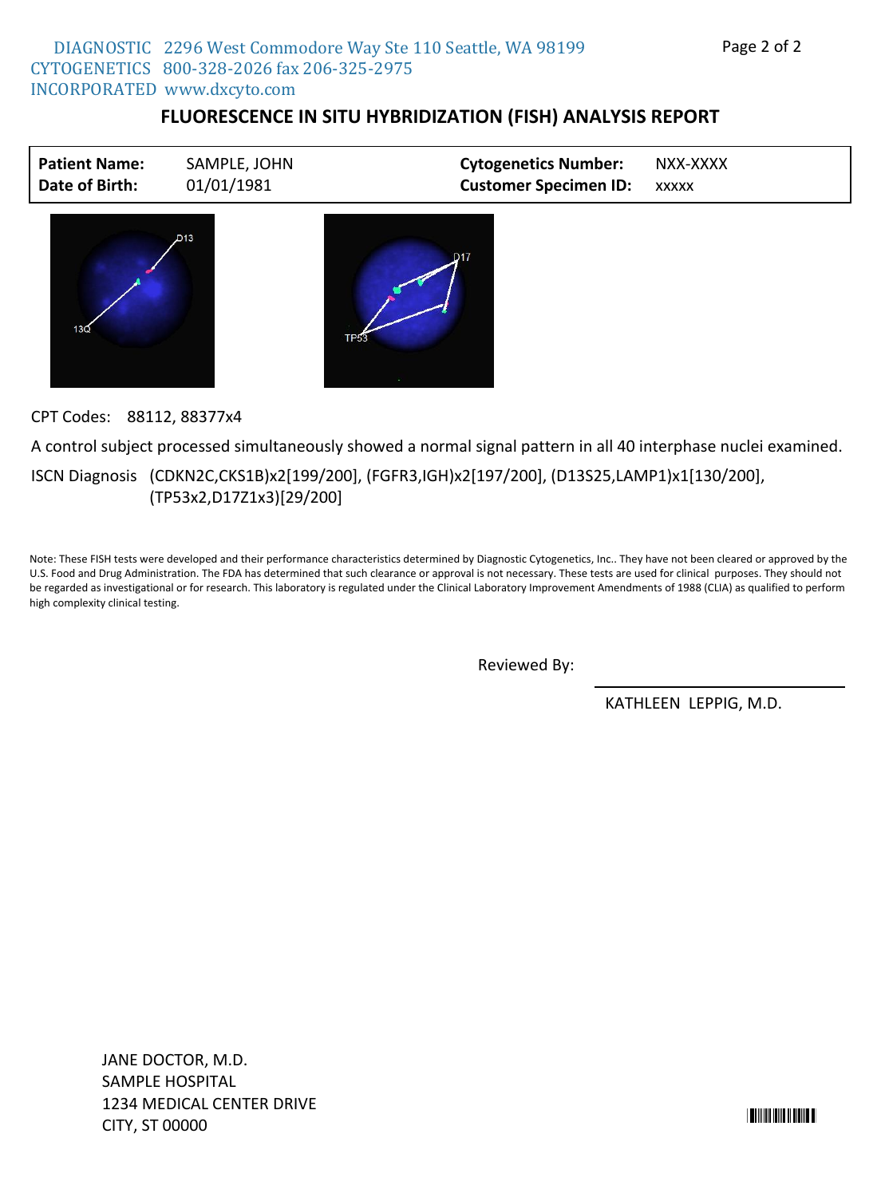DIAGNOSTIC CYTOGENETICS INCORPORATED
2296 West Commodore Way Ste 110 Seattle, WA 98199
800-328-2026 fax 206-325-2975
www.dxcyto.com

# FLUORESCENCE IN SITU HYBRIDIZATION (FISH) ANALYSIS REPORT

| | | | |
|---|---|---|---|
| **Patient Name:** | SAMPLE, JOHN | **Cytogenetics Number:** | NXX-XXXX |
| **Date of Birth:** | 01/01/1981 | **Customer Specimen ID:** | xxxxx |

D13
13Q

D17
TP53

CPT Codes: 88112, 88377x4

A control subject processed simultaneously showed a normal signal pattern in all 40 interphase nuclei examined.

ISCN Diagnosis (CDKN2C,CKS1B)x2[199/200], (FGFR3,IGH)x2[197/200], (D13S25,LAMP1)x1[130/200], (TP53x2,D17Z1x3)[29/200]

Note: These FISH tests were developed and their performance characteristics determined by Diagnostic Cytogenetics, Inc.. They have not been cleared or approved by the U.S. Food and Drug Administration. The FDA has determined that such clearance or approval is not necessary. These tests are used for clinical purposes. They should not be regarded as investigational or for research. This laboratory is regulated under the Clinical Laboratory Improvement Amendments of 1988 (CLIA) as qualified to perform high complexity clinical testing.

Reviewed By:

KATHLEEN LEPPIG, M.D.

JANE DOCTOR, M.D.
SAMPLE HOSPITAL
1234 MEDICAL CENTER DRIVE
CITY, ST 00000